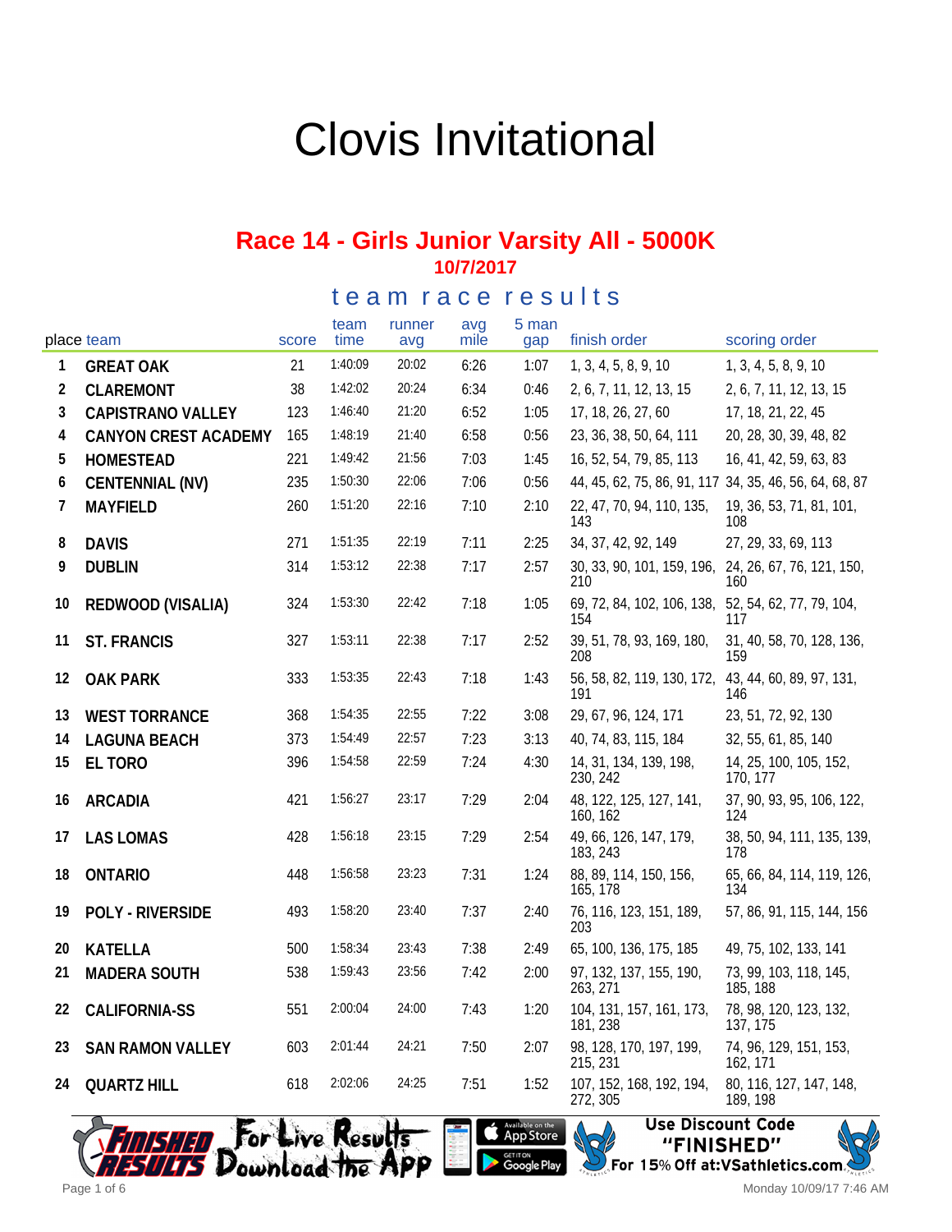# Clovis Invitational

## Race 14 - Girls Junior Varsity All - 5000K

**10/7/2017**

### team race results

| place | team | score | team time | runner avg | avg mile | 5 man gap | finish order | scoring order |
|---|---|---|---|---|---|---|---|---|
| 1 | GREAT OAK | 21 | 1:40:09 | 20:02 | 6:26 | 1:07 | 1, 3, 4, 5, 8, 9, 10 | 1, 3, 4, 5, 8, 9, 10 |
| 2 | CLAREMONT | 38 | 1:42:02 | 20:24 | 6:34 | 0:46 | 2, 6, 7, 11, 12, 13, 15 | 2, 6, 7, 11, 12, 13, 15 |
| 3 | CAPISTRANO VALLEY | 123 | 1:46:40 | 21:20 | 6:52 | 1:05 | 17, 18, 26, 27, 60 | 17, 18, 21, 22, 45 |
| 4 | CANYON CREST ACADEMY | 165 | 1:48:19 | 21:40 | 6:58 | 0:56 | 23, 36, 38, 50, 64, 111 | 20, 28, 30, 39, 48, 82 |
| 5 | HOMESTEAD | 221 | 1:49:42 | 21:56 | 7:03 | 1:45 | 16, 52, 54, 79, 85, 113 | 16, 41, 42, 59, 63, 83 |
| 6 | CENTENNIAL (NV) | 235 | 1:50:30 | 22:06 | 7:06 | 0:56 | 44, 45, 62, 75, 86, 91, 117 | 34, 35, 46, 56, 64, 68, 87 |
| 7 | MAYFIELD | 260 | 1:51:20 | 22:16 | 7:10 | 2:10 | 22, 47, 70, 94, 110, 135, 143 | 19, 36, 53, 71, 81, 101, 108 |
| 8 | DAVIS | 271 | 1:51:35 | 22:19 | 7:11 | 2:25 | 34, 37, 42, 92, 149 | 27, 29, 33, 69, 113 |
| 9 | DUBLIN | 314 | 1:53:12 | 22:38 | 7:17 | 2:57 | 30, 33, 90, 101, 159, 196, 210 | 24, 26, 67, 76, 121, 150, 160 |
| 10 | REDWOOD (VISALIA) | 324 | 1:53:30 | 22:42 | 7:18 | 1:05 | 69, 72, 84, 102, 106, 138, 154 | 52, 54, 62, 77, 79, 104, 117 |
| 11 | ST. FRANCIS | 327 | 1:53:11 | 22:38 | 7:17 | 2:52 | 39, 51, 78, 93, 169, 180, 208 | 31, 40, 58, 70, 128, 136, 159 |
| 12 | OAK PARK | 333 | 1:53:35 | 22:43 | 7:18 | 1:43 | 56, 58, 82, 119, 130, 172, 191 | 43, 44, 60, 89, 97, 131, 146 |
| 13 | WEST TORRANCE | 368 | 1:54:35 | 22:55 | 7:22 | 3:08 | 29, 67, 96, 124, 171 | 23, 51, 72, 92, 130 |
| 14 | LAGUNA BEACH | 373 | 1:54:49 | 22:57 | 7:23 | 3:13 | 40, 74, 83, 115, 184 | 32, 55, 61, 85, 140 |
| 15 | EL TORO | 396 | 1:54:58 | 22:59 | 7:24 | 4:30 | 14, 31, 134, 139, 198, 230, 242 | 14, 25, 100, 105, 152, 170, 177 |
| 16 | ARCADIA | 421 | 1:56:27 | 23:17 | 7:29 | 2:04 | 48, 122, 125, 127, 141, 160, 162 | 37, 90, 93, 95, 106, 122, 124 |
| 17 | LAS LOMAS | 428 | 1:56:18 | 23:15 | 7:29 | 2:54 | 49, 66, 126, 147, 179, 183, 243 | 38, 50, 94, 111, 135, 139, 178 |
| 18 | ONTARIO | 448 | 1:56:58 | 23:23 | 7:31 | 1:24 | 88, 89, 114, 150, 156, 165, 178 | 65, 66, 84, 114, 119, 126, 134 |
| 19 | POLY - RIVERSIDE | 493 | 1:58:20 | 23:40 | 7:37 | 2:40 | 76, 116, 123, 151, 189, 203 | 57, 86, 91, 115, 144, 156 |
| 20 | KATELLA | 500 | 1:58:34 | 23:43 | 7:38 | 2:49 | 65, 100, 136, 175, 185 | 49, 75, 102, 133, 141 |
| 21 | MADERA SOUTH | 538 | 1:59:43 | 23:56 | 7:42 | 2:00 | 97, 132, 137, 155, 190, 263, 271 | 73, 99, 103, 118, 145, 185, 188 |
| 22 | CALIFORNIA-SS | 551 | 2:00:04 | 24:00 | 7:43 | 1:20 | 104, 131, 157, 161, 173, 181, 238 | 78, 98, 120, 123, 132, 137, 175 |
| 23 | SAN RAMON VALLEY | 603 | 2:01:44 | 24:21 | 7:50 | 2:07 | 98, 128, 170, 197, 199, 215, 231 | 74, 96, 129, 151, 153, 162, 171 |
| 24 | QUARTZ HILL | 618 | 2:02:06 | 24:25 | 7:51 | 1:52 | 107, 152, 168, 192, 194, 272, 305 | 80, 116, 127, 147, 148, 189, 198 |

For Live Results Download the App — Available on the App Store / Get it on Google Play

Use Discount Code "FINISHED" For 15% Off at:VSathletics.com

Monday 10/09/17 7:46 AM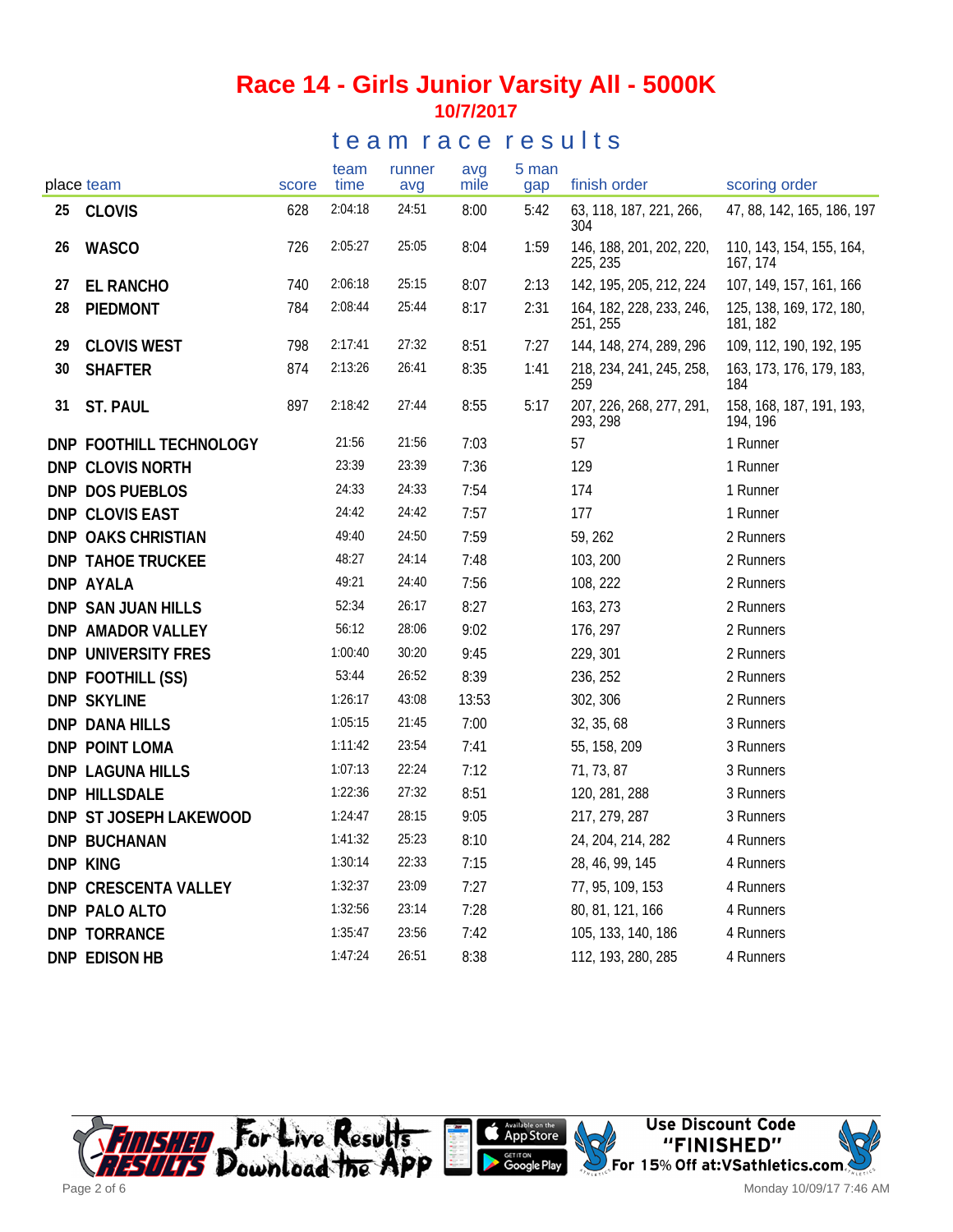# Race 14 - Girls Junior Varsity All - 5000K

**10/7/2017**

## team race results

| place | team | score | team time | runner avg | avg mile | 5 man gap | finish order | scoring order |
|---|---|---|---|---|---|---|---|---|
| 25 | CLOVIS | 628 | 2:04:18 | 24:51 | 8:00 | 5:42 | 63, 118, 187, 221, 266, 304 | 47, 88, 142, 165, 186, 197 |
| 26 | WASCO | 726 | 2:05:27 | 25:05 | 8:04 | 1:59 | 146, 188, 201, 202, 220, 225, 235 | 110, 143, 154, 155, 164, 167, 174 |
| 27 | EL RANCHO | 740 | 2:06:18 | 25:15 | 8:07 | 2:13 | 142, 195, 205, 212, 224 | 107, 149, 157, 161, 166 |
| 28 | PIEDMONT | 784 | 2:08:44 | 25:44 | 8:17 | 2:31 | 164, 182, 228, 233, 246, 251, 255 | 125, 138, 169, 172, 180, 181, 182 |
| 29 | CLOVIS WEST | 798 | 2:17:41 | 27:32 | 8:51 | 7:27 | 144, 148, 274, 289, 296 | 109, 112, 190, 192, 195 |
| 30 | SHAFTER | 874 | 2:13:26 | 26:41 | 8:35 | 1:41 | 218, 234, 241, 245, 258, 259 | 163, 173, 176, 179, 183, 184 |
| 31 | ST. PAUL | 897 | 2:18:42 | 27:44 | 8:55 | 5:17 | 207, 226, 268, 277, 291, 293, 298 | 158, 168, 187, 191, 193, 194, 196 |
| DNP | FOOTHILL TECHNOLOGY | | 21:56 | 21:56 | 7:03 | | 57 | 1 Runner |
| DNP | CLOVIS NORTH | | 23:39 | 23:39 | 7:36 | | 129 | 1 Runner |
| DNP | DOS PUEBLOS | | 24:33 | 24:33 | 7:54 | | 174 | 1 Runner |
| DNP | CLOVIS EAST | | 24:42 | 24:42 | 7:57 | | 177 | 1 Runner |
| DNP | OAKS CHRISTIAN | | 49:40 | 24:50 | 7:59 | | 59, 262 | 2 Runners |
| DNP | TAHOE TRUCKEE | | 48:27 | 24:14 | 7:48 | | 103, 200 | 2 Runners |
| DNP | AYALA | | 49:21 | 24:40 | 7:56 | | 108, 222 | 2 Runners |
| DNP | SAN JUAN HILLS | | 52:34 | 26:17 | 8:27 | | 163, 273 | 2 Runners |
| DNP | AMADOR VALLEY | | 56:12 | 28:06 | 9:02 | | 176, 297 | 2 Runners |
| DNP | UNIVERSITY FRES | | 1:00:40 | 30:20 | 9:45 | | 229, 301 | 2 Runners |
| DNP | FOOTHILL (SS) | | 53:44 | 26:52 | 8:39 | | 236, 252 | 2 Runners |
| DNP | SKYLINE | | 1:26:17 | 43:08 | 13:53 | | 302, 306 | 2 Runners |
| DNP | DANA HILLS | | 1:05:15 | 21:45 | 7:00 | | 32, 35, 68 | 3 Runners |
| DNP | POINT LOMA | | 1:11:42 | 23:54 | 7:41 | | 55, 158, 209 | 3 Runners |
| DNP | LAGUNA HILLS | | 1:07:13 | 22:24 | 7:12 | | 71, 73, 87 | 3 Runners |
| DNP | HILLSDALE | | 1:22:36 | 27:32 | 8:51 | | 120, 281, 288 | 3 Runners |
| DNP | ST JOSEPH LAKEWOOD | | 1:24:47 | 28:15 | 9:05 | | 217, 279, 287 | 3 Runners |
| DNP | BUCHANAN | | 1:41:32 | 25:23 | 8:10 | | 24, 204, 214, 282 | 4 Runners |
| DNP | KING | | 1:30:14 | 22:33 | 7:15 | | 28, 46, 99, 145 | 4 Runners |
| DNP | CRESCENTA VALLEY | | 1:32:37 | 23:09 | 7:27 | | 77, 95, 109, 153 | 4 Runners |
| DNP | PALO ALTO | | 1:32:56 | 23:14 | 7:28 | | 80, 81, 121, 166 | 4 Runners |
| DNP | TORRANCE | | 1:35:47 | 23:56 | 7:42 | | 105, 133, 140, 186 | 4 Runners |
| DNP | EDISON HB | | 1:47:24 | 26:51 | 8:38 | | 112, 193, 280, 285 | 4 Runners |

Finished Results — For Live Results Download the App — Available on the App Store — Get it on Google Play

Use Discount Code "FINISHED" For 15% Off at:VSathletics.com

Monday 10/09/17 7:46 AM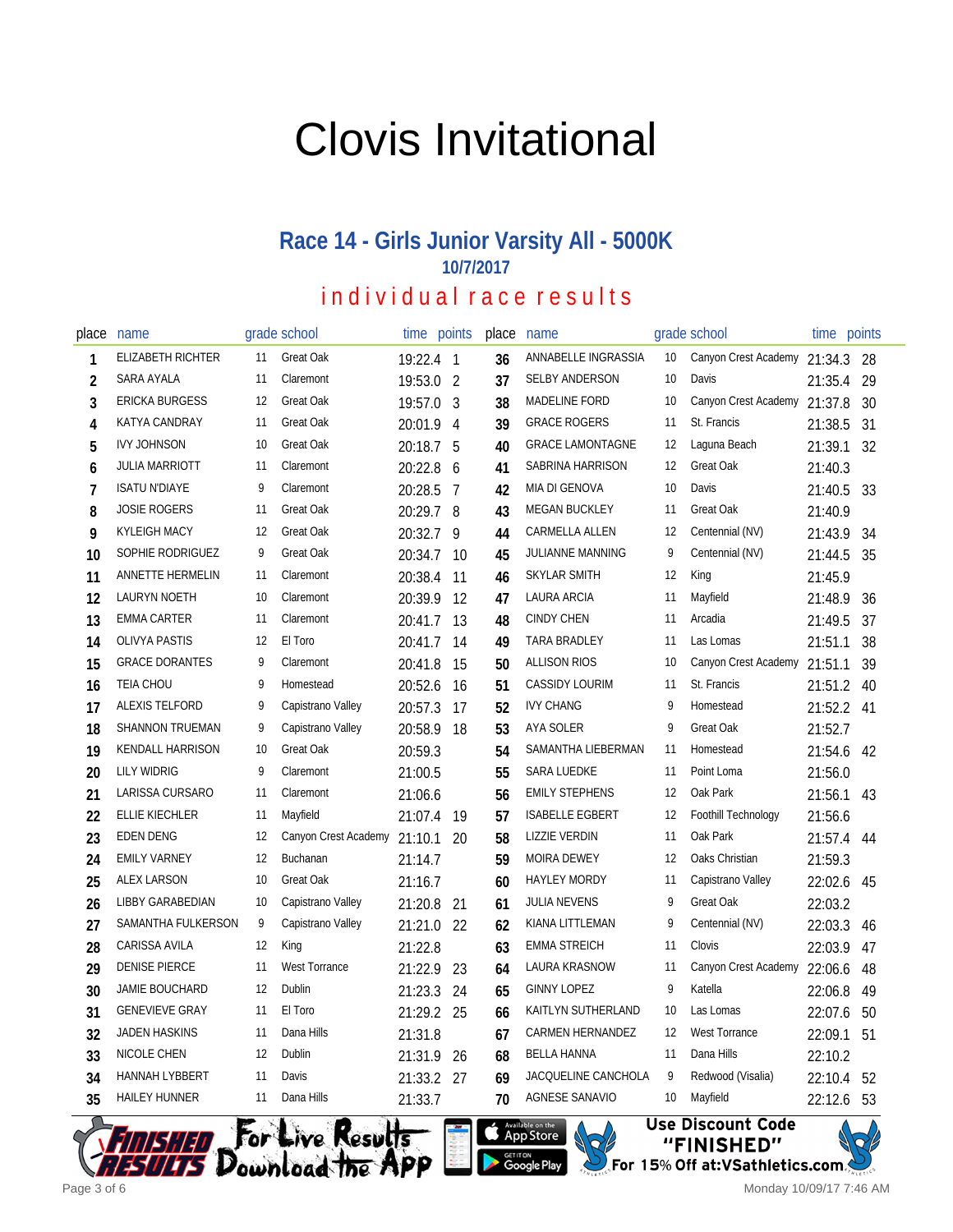# Clovis Invitational

## Race 14 - Girls Junior Varsity All - 5000K

### 10/7/2017

### individual race results

| place | name | grade | school | time | points |
|---|---|---|---|---|---|
| 1 | ELIZABETH RICHTER | 11 | Great Oak | 19:22.4 | 1 |
| 2 | SARA AYALA | 11 | Claremont | 19:53.0 | 2 |
| 3 | ERICKA BURGESS | 12 | Great Oak | 19:57.0 | 3 |
| 4 | KATYA CANDRAY | 11 | Great Oak | 20:01.9 | 4 |
| 5 | IVY JOHNSON | 10 | Great Oak | 20:18.7 | 5 |
| 6 | JULIA MARRIOTT | 11 | Claremont | 20:22.8 | 6 |
| 7 | ISATU N'DIAYE | 9 | Claremont | 20:28.5 | 7 |
| 8 | JOSIE ROGERS | 11 | Great Oak | 20:29.7 | 8 |
| 9 | KYLEIGH MACY | 12 | Great Oak | 20:32.7 | 9 |
| 10 | SOPHIE RODRIGUEZ | 9 | Great Oak | 20:34.7 | 10 |
| 11 | ANNETTE HERMELIN | 11 | Claremont | 20:38.4 | 11 |
| 12 | LAURYN NOETH | 10 | Claremont | 20:39.9 | 12 |
| 13 | EMMA CARTER | 11 | Claremont | 20:41.7 | 13 |
| 14 | OLIVYA PASTIS | 12 | El Toro | 20:41.7 | 14 |
| 15 | GRACE DORANTES | 9 | Claremont | 20:41.8 | 15 |
| 16 | TEIA CHOU | 9 | Homestead | 20:52.6 | 16 |
| 17 | ALEXIS TELFORD | 9 | Capistrano Valley | 20:57.3 | 17 |
| 18 | SHANNON TRUEMAN | 9 | Capistrano Valley | 20:58.9 | 18 |
| 19 | KENDALL HARRISON | 10 | Great Oak | 20:59.3 | |
| 20 | LILY WIDRIG | 9 | Claremont | 21:00.5 | |
| 21 | LARISSA CURSARO | 11 | Claremont | 21:06.6 | |
| 22 | ELLIE KIECHLER | 11 | Mayfield | 21:07.4 | 19 |
| 23 | EDEN DENG | 12 | Canyon Crest Academy | 21:10.1 | 20 |
| 24 | EMILY VARNEY | 12 | Buchanan | 21:14.7 | |
| 25 | ALEX LARSON | 10 | Great Oak | 21:16.7 | |
| 26 | LIBBY GARABEDIAN | 10 | Capistrano Valley | 21:20.8 | 21 |
| 27 | SAMANTHA FULKERSON | 9 | Capistrano Valley | 21:21.0 | 22 |
| 28 | CARISSA AVILA | 12 | King | 21:22.8 | |
| 29 | DENISE PIERCE | 11 | West Torrance | 21:22.9 | 23 |
| 30 | JAMIE BOUCHARD | 12 | Dublin | 21:23.3 | 24 |
| 31 | GENEVIEVE GRAY | 11 | El Toro | 21:29.2 | 25 |
| 32 | JADEN HASKINS | 11 | Dana Hills | 21:31.8 | |
| 33 | NICOLE CHEN | 12 | Dublin | 21:31.9 | 26 |
| 34 | HANNAH LYBBERT | 11 | Davis | 21:33.2 | 27 |
| 35 | HAILEY HUNNER | 11 | Dana Hills | 21:33.7 | |
| 36 | ANNABELLE INGRASSIA | 10 | Canyon Crest Academy | 21:34.3 | 28 |
| 37 | SELBY ANDERSON | 10 | Davis | 21:35.4 | 29 |
| 38 | MADELINE FORD | 10 | Canyon Crest Academy | 21:37.8 | 30 |
| 39 | GRACE ROGERS | 11 | St. Francis | 21:38.5 | 31 |
| 40 | GRACE LAMONTAGNE | 12 | Laguna Beach | 21:39.1 | 32 |
| 41 | SABRINA HARRISON | 12 | Great Oak | 21:40.3 | |
| 42 | MIA DI GENOVA | 10 | Davis | 21:40.5 | 33 |
| 43 | MEGAN BUCKLEY | 11 | Great Oak | 21:40.9 | |
| 44 | CARMELLA ALLEN | 12 | Centennial (NV) | 21:43.9 | 34 |
| 45 | JULIANNE MANNING | 9 | Centennial (NV) | 21:44.5 | 35 |
| 46 | SKYLAR SMITH | 12 | King | 21:45.9 | |
| 47 | LAURA ARCIA | 11 | Mayfield | 21:48.9 | 36 |
| 48 | CINDY CHEN | 11 | Arcadia | 21:49.5 | 37 |
| 49 | TARA BRADLEY | 11 | Las Lomas | 21:51.1 | 38 |
| 50 | ALLISON RIOS | 10 | Canyon Crest Academy | 21:51.1 | 39 |
| 51 | CASSIDY LOURIM | 11 | St. Francis | 21:51.2 | 40 |
| 52 | IVY CHANG | 9 | Homestead | 21:52.2 | 41 |
| 53 | AYA SOLER | 9 | Great Oak | 21:52.7 | |
| 54 | SAMANTHA LIEBERMAN | 11 | Homestead | 21:54.6 | 42 |
| 55 | SARA LUEDKE | 11 | Point Loma | 21:56.0 | |
| 56 | EMILY STEPHENS | 12 | Oak Park | 21:56.1 | 43 |
| 57 | ISABELLE EGBERT | 12 | Foothill Technology | 21:56.6 | |
| 58 | LIZZIE VERDIN | 11 | Oak Park | 21:57.4 | 44 |
| 59 | MOIRA DEWEY | 12 | Oaks Christian | 21:59.3 | |
| 60 | HAYLEY MORDY | 11 | Capistrano Valley | 22:02.6 | 45 |
| 61 | JULIA NEVENS | 9 | Great Oak | 22:03.2 | |
| 62 | KIANA LITTLEMAN | 9 | Centennial (NV) | 22:03.3 | 46 |
| 63 | EMMA STREICH | 11 | Clovis | 22:03.9 | 47 |
| 64 | LAURA KRASNOW | 11 | Canyon Crest Academy | 22:06.6 | 48 |
| 65 | GINNY LOPEZ | 9 | Katella | 22:06.8 | 49 |
| 66 | KAITLYN SUTHERLAND | 10 | Las Lomas | 22:07.6 | 50 |
| 67 | CARMEN HERNANDEZ | 12 | West Torrance | 22:09.1 | 51 |
| 68 | BELLA HANNA | 11 | Dana Hills | 22:10.2 | |
| 69 | JACQUELINE CANCHOLA | 9 | Redwood (Visalia) | 22:10.4 | 52 |
| 70 | AGNESE SANAVIO | 10 | Mayfield | 22:12.6 | 53 |

FINISHED RESULTS — For Live Results Download the App — Available on the App Store / Get it on Google Play

Use Discount Code "FINISHED" For 15% Off at:VSathletics.com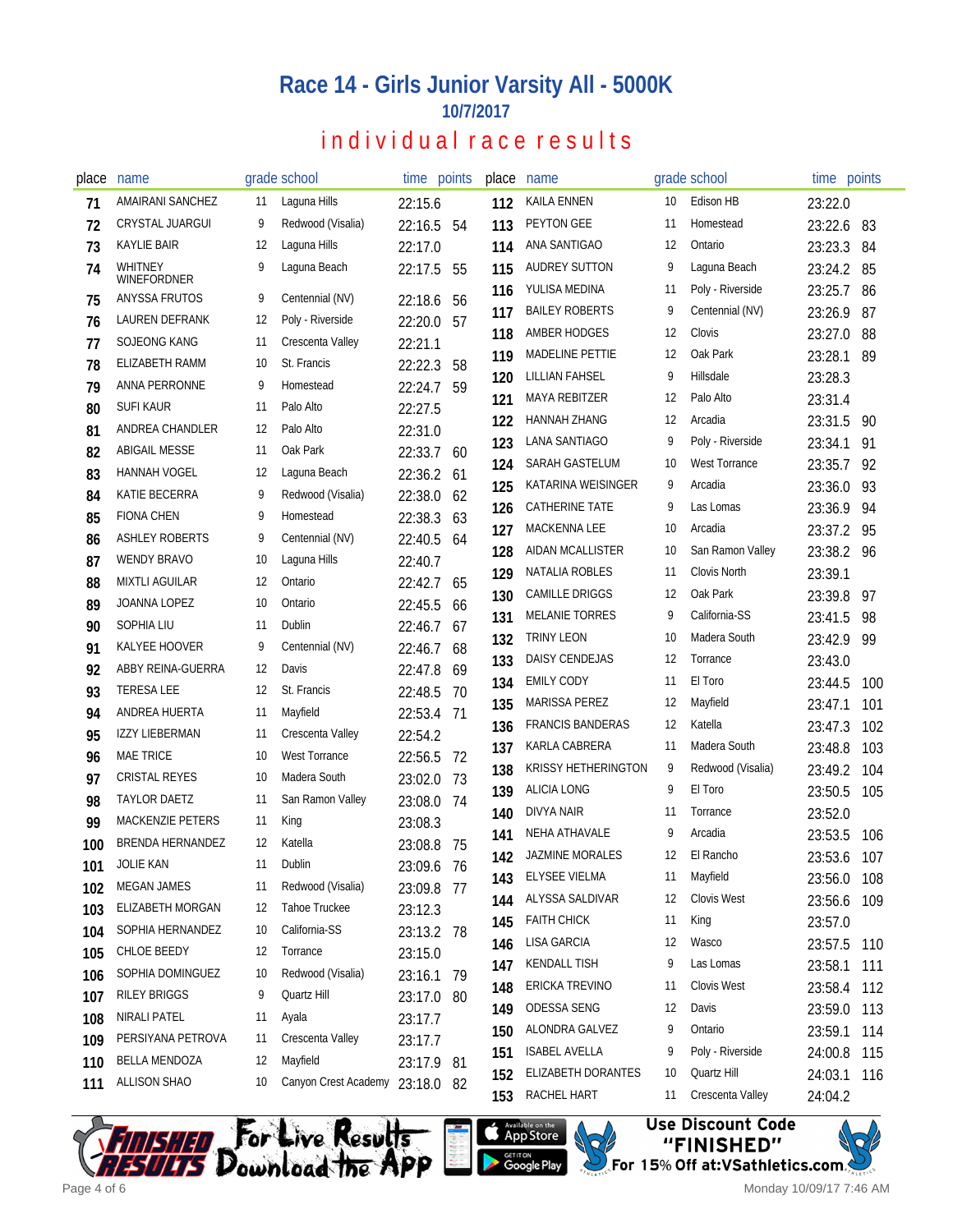# Race 14 - Girls Junior Varsity All - 5000K

**10/7/2017**

## individual race results

| place | name | grade | school | time | points |
|---|---|---|---|---|---|
| 71 | AMAIRANI SANCHEZ | 11 | Laguna Hills | 22:15.6 | |
| 72 | CRYSTAL JUARGUI | 9 | Redwood (Visalia) | 22:16.5 | 54 |
| 73 | KAYLIE BAIR | 12 | Laguna Hills | 22:17.0 | |
| 74 | WHITNEY WINEFORDNER | 9 | Laguna Beach | 22:17.5 | 55 |
| 75 | ANYSSA FRUTOS | 9 | Centennial (NV) | 22:18.6 | 56 |
| 76 | LAUREN DEFRANK | 12 | Poly - Riverside | 22:20.0 | 57 |
| 77 | SOJEONG KANG | 11 | Crescenta Valley | 22:21.1 | |
| 78 | ELIZABETH RAMM | 10 | St. Francis | 22:22.3 | 58 |
| 79 | ANNA PERRONNE | 9 | Homestead | 22:24.7 | 59 |
| 80 | SUFI KAUR | 11 | Palo Alto | 22:27.5 | |
| 81 | ANDREA CHANDLER | 12 | Palo Alto | 22:31.0 | |
| 82 | ABIGAIL MESSE | 11 | Oak Park | 22:33.7 | 60 |
| 83 | HANNAH VOGEL | 12 | Laguna Beach | 22:36.2 | 61 |
| 84 | KATIE BECERRA | 9 | Redwood (Visalia) | 22:38.0 | 62 |
| 85 | FIONA CHEN | 9 | Homestead | 22:38.3 | 63 |
| 86 | ASHLEY ROBERTS | 9 | Centennial (NV) | 22:40.5 | 64 |
| 87 | WENDY BRAVO | 10 | Laguna Hills | 22:40.7 | |
| 88 | MIXTLI AGUILAR | 12 | Ontario | 22:42.7 | 65 |
| 89 | JOANNA LOPEZ | 10 | Ontario | 22:45.5 | 66 |
| 90 | SOPHIA LIU | 11 | Dublin | 22:46.7 | 67 |
| 91 | KALYEE HOOVER | 9 | Centennial (NV) | 22:46.7 | 68 |
| 92 | ABBY REINA-GUERRA | 12 | Davis | 22:47.8 | 69 |
| 93 | TERESA LEE | 12 | St. Francis | 22:48.5 | 70 |
| 94 | ANDREA HUERTA | 11 | Mayfield | 22:53.4 | 71 |
| 95 | IZZY LIEBERMAN | 11 | Crescenta Valley | 22:54.2 | |
| 96 | MAE TRICE | 10 | West Torrance | 22:56.5 | 72 |
| 97 | CRISTAL REYES | 10 | Madera South | 23:02.0 | 73 |
| 98 | TAYLOR DAETZ | 11 | San Ramon Valley | 23:08.0 | 74 |
| 99 | MACKENZIE PETERS | 11 | King | 23:08.3 | |
| 100 | BRENDA HERNANDEZ | 12 | Katella | 23:08.8 | 75 |
| 101 | JOLIE KAN | 11 | Dublin | 23:09.6 | 76 |
| 102 | MEGAN JAMES | 11 | Redwood (Visalia) | 23:09.8 | 77 |
| 103 | ELIZABETH MORGAN | 12 | Tahoe Truckee | 23:12.3 | |
| 104 | SOPHIA HERNANDEZ | 10 | California-SS | 23:13.2 | 78 |
| 105 | CHLOE BEEDY | 12 | Torrance | 23:15.0 | |
| 106 | SOPHIA DOMINGUEZ | 10 | Redwood (Visalia) | 23:16.1 | 79 |
| 107 | RILEY BRIGGS | 9 | Quartz Hill | 23:17.0 | 80 |
| 108 | NIRALI PATEL | 11 | Ayala | 23:17.7 | |
| 109 | PERSIYANA PETROVA | 11 | Crescenta Valley | 23:17.7 | |
| 110 | BELLA MENDOZA | 12 | Mayfield | 23:17.9 | 81 |
| 111 | ALLISON SHAO | 10 | Canyon Crest Academy | 23:18.0 | 82 |
| 112 | KAILA ENNEN | 10 | Edison HB | 23:22.0 | |
| 113 | PEYTON GEE | 11 | Homestead | 23:22.6 | 83 |
| 114 | ANA SANTIGAO | 12 | Ontario | 23:23.3 | 84 |
| 115 | AUDREY SUTTON | 9 | Laguna Beach | 23:24.2 | 85 |
| 116 | YULISA MEDINA | 11 | Poly - Riverside | 23:25.7 | 86 |
| 117 | BAILEY ROBERTS | 9 | Centennial (NV) | 23:26.9 | 87 |
| 118 | AMBER HODGES | 12 | Clovis | 23:27.0 | 88 |
| 119 | MADELINE PETTIE | 12 | Oak Park | 23:28.1 | 89 |
| 120 | LILLIAN FAHSEL | 9 | Hillsdale | 23:28.3 | |
| 121 | MAYA REBITZER | 12 | Palo Alto | 23:31.4 | |
| 122 | HANNAH ZHANG | 12 | Arcadia | 23:31.5 | 90 |
| 123 | LANA SANTIAGO | 9 | Poly - Riverside | 23:34.1 | 91 |
| 124 | SARAH GASTELUM | 10 | West Torrance | 23:35.7 | 92 |
| 125 | KATARINA WEISINGER | 9 | Arcadia | 23:36.0 | 93 |
| 126 | CATHERINE TATE | 9 | Las Lomas | 23:36.9 | 94 |
| 127 | MACKENNA LEE | 10 | Arcadia | 23:37.2 | 95 |
| 128 | AIDAN MCALLISTER | 10 | San Ramon Valley | 23:38.2 | 96 |
| 129 | NATALIA ROBLES | 11 | Clovis North | 23:39.1 | |
| 130 | CAMILLE DRIGGS | 12 | Oak Park | 23:39.8 | 97 |
| 131 | MELANIE TORRES | 9 | California-SS | 23:41.5 | 98 |
| 132 | TRINY LEON | 10 | Madera South | 23:42.9 | 99 |
| 133 | DAISY CENDEJAS | 12 | Torrance | 23:43.0 | |
| 134 | EMILY CODY | 11 | El Toro | 23:44.5 | 100 |
| 135 | MARISSA PEREZ | 12 | Mayfield | 23:47.1 | 101 |
| 136 | FRANCIS BANDERAS | 12 | Katella | 23:47.3 | 102 |
| 137 | KARLA CABRERA | 11 | Madera South | 23:48.8 | 103 |
| 138 | KRISSY HETHERINGTON | 9 | Redwood (Visalia) | 23:49.2 | 104 |
| 139 | ALICIA LONG | 9 | El Toro | 23:50.5 | 105 |
| 140 | DIVYA NAIR | 11 | Torrance | 23:52.0 | |
| 141 | NEHA ATHAVALE | 9 | Arcadia | 23:53.5 | 106 |
| 142 | JAZMINE MORALES | 12 | El Rancho | 23:53.6 | 107 |
| 143 | ELYSEE VIELMA | 11 | Mayfield | 23:56.0 | 108 |
| 144 | ALYSSA SALDIVAR | 12 | Clovis West | 23:56.6 | 109 |
| 145 | FAITH CHICK | 11 | King | 23:57.0 | |
| 146 | LISA GARCIA | 12 | Wasco | 23:57.5 | 110 |
| 147 | KENDALL TISH | 9 | Las Lomas | 23:58.1 | 111 |
| 148 | ERICKA TREVINO | 11 | Clovis West | 23:58.4 | 112 |
| 149 | ODESSA SENG | 12 | Davis | 23:59.0 | 113 |
| 150 | ALONDRA GALVEZ | 9 | Ontario | 23:59.1 | 114 |
| 151 | ISABEL AVELLA | 9 | Poly - Riverside | 24:00.8 | 115 |
| 152 | ELIZABETH DORANTES | 10 | Quartz Hill | 24:03.1 | 116 |
| 153 | RACHEL HART | 11 | Crescenta Valley | 24:04.2 | |

Finished Results — For Live Results Download the App — Available on the App Store / Get it on Google Play

Use Discount Code "FINISHED" For 15% Off at:VSathletics.com

Monday 10/09/17 7:46 AM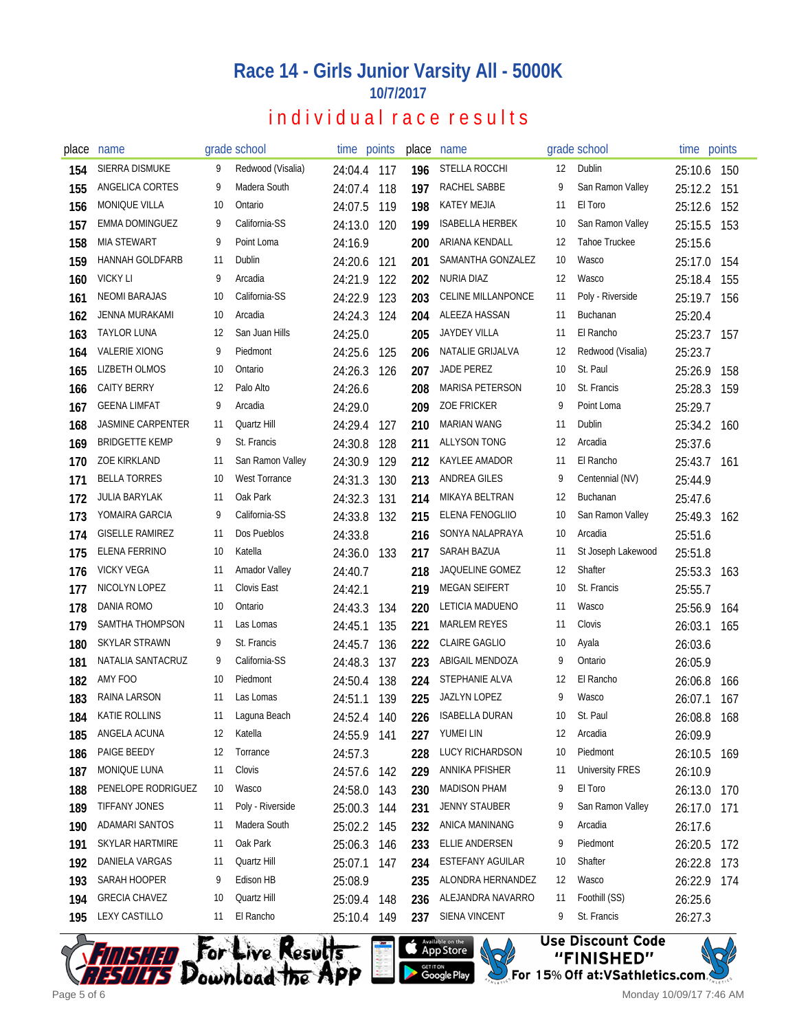# Race 14 - Girls Junior Varsity All - 5000K

**10/7/2017**

## individual race results

| place | name | grade | school | time | points |
|---|---|---|---|---|---|
| 154 | SIERRA DISMUKE | 9 | Redwood (Visalia) | 24:04.4 | 117 |
| 155 | ANGELICA CORTES | 9 | Madera South | 24:07.4 | 118 |
| 156 | MONIQUE VILLA | 10 | Ontario | 24:07.5 | 119 |
| 157 | EMMA DOMINGUEZ | 9 | California-SS | 24:13.0 | 120 |
| 158 | MIA STEWART | 9 | Point Loma | 24:16.9 | |
| 159 | HANNAH GOLDFARB | 11 | Dublin | 24:20.6 | 121 |
| 160 | VICKY LI | 9 | Arcadia | 24:21.9 | 122 |
| 161 | NEOMI BARAJAS | 10 | California-SS | 24:22.9 | 123 |
| 162 | JENNA MURAKAMI | 10 | Arcadia | 24:24.3 | 124 |
| 163 | TAYLOR LUNA | 12 | San Juan Hills | 24:25.0 | |
| 164 | VALERIE XIONG | 9 | Piedmont | 24:25.6 | 125 |
| 165 | LIZBETH OLMOS | 10 | Ontario | 24:26.3 | 126 |
| 166 | CAITY BERRY | 12 | Palo Alto | 24:26.6 | |
| 167 | GEENA LIMFAT | 9 | Arcadia | 24:29.0 | |
| 168 | JASMINE CARPENTER | 11 | Quartz Hill | 24:29.4 | 127 |
| 169 | BRIDGETTE KEMP | 9 | St. Francis | 24:30.8 | 128 |
| 170 | ZOE KIRKLAND | 11 | San Ramon Valley | 24:30.9 | 129 |
| 171 | BELLA TORRES | 10 | West Torrance | 24:31.3 | 130 |
| 172 | JULIA BARYLAK | 11 | Oak Park | 24:32.3 | 131 |
| 173 | YOMAIRA GARCIA | 9 | California-SS | 24:33.8 | 132 |
| 174 | GISELLE RAMIREZ | 11 | Dos Pueblos | 24:33.8 | |
| 175 | ELENA FERRINO | 10 | Katella | 24:36.0 | 133 |
| 176 | VICKY VEGA | 11 | Amador Valley | 24:40.7 | |
| 177 | NICOLYN LOPEZ | 11 | Clovis East | 24:42.1 | |
| 178 | DANIA ROMO | 10 | Ontario | 24:43.3 | 134 |
| 179 | SAMTHA THOMPSON | 11 | Las Lomas | 24:45.1 | 135 |
| 180 | SKYLAR STRAWN | 9 | St. Francis | 24:45.7 | 136 |
| 181 | NATALIA SANTACRUZ | 9 | California-SS | 24:48.3 | 137 |
| 182 | AMY FOO | 10 | Piedmont | 24:50.4 | 138 |
| 183 | RAINA LARSON | 11 | Las Lomas | 24:51.1 | 139 |
| 184 | KATIE ROLLINS | 11 | Laguna Beach | 24:52.4 | 140 |
| 185 | ANGELA ACUNA | 12 | Katella | 24:55.9 | 141 |
| 186 | PAIGE BEEDY | 12 | Torrance | 24:57.3 | |
| 187 | MONIQUE LUNA | 11 | Clovis | 24:57.6 | 142 |
| 188 | PENELOPE RODRIGUEZ | 10 | Wasco | 24:58.0 | 143 |
| 189 | TIFFANY JONES | 11 | Poly - Riverside | 25:00.3 | 144 |
| 190 | ADAMARI SANTOS | 11 | Madera South | 25:02.2 | 145 |
| 191 | SKYLAR HARTMIRE | 11 | Oak Park | 25:06.3 | 146 |
| 192 | DANIELA VARGAS | 11 | Quartz Hill | 25:07.1 | 147 |
| 193 | SARAH HOOPER | 9 | Edison HB | 25:08.9 | |
| 194 | GRECIA CHAVEZ | 10 | Quartz Hill | 25:09.4 | 148 |
| 195 | LEXY CASTILLO | 11 | El Rancho | 25:10.4 | 149 |
| 196 | STELLA ROCCHI | 12 | Dublin | 25:10.6 | 150 |
| 197 | RACHEL SABBE | 9 | San Ramon Valley | 25:12.2 | 151 |
| 198 | KATEY MEJIA | 11 | El Toro | 25:12.6 | 152 |
| 199 | ISABELLA HERBEK | 10 | San Ramon Valley | 25:15.5 | 153 |
| 200 | ARIANA KENDALL | 12 | Tahoe Truckee | 25:15.6 | |
| 201 | SAMANTHA GONZALEZ | 10 | Wasco | 25:17.0 | 154 |
| 202 | NURIA DIAZ | 12 | Wasco | 25:18.4 | 155 |
| 203 | CELINE MILLANPONCE | 11 | Poly - Riverside | 25:19.7 | 156 |
| 204 | ALEEZA HASSAN | 11 | Buchanan | 25:20.4 | |
| 205 | JAYDEY VILLA | 11 | El Rancho | 25:23.7 | 157 |
| 206 | NATALIE GRIJALVA | 12 | Redwood (Visalia) | 25:23.7 | |
| 207 | JADE PEREZ | 10 | St. Paul | 25:26.9 | 158 |
| 208 | MARISA PETERSON | 10 | St. Francis | 25:28.3 | 159 |
| 209 | ZOE FRICKER | 9 | Point Loma | 25:29.7 | |
| 210 | MARIAN WANG | 11 | Dublin | 25:34.2 | 160 |
| 211 | ALLYSON TONG | 12 | Arcadia | 25:37.6 | |
| 212 | KAYLEE AMADOR | 11 | El Rancho | 25:43.7 | 161 |
| 213 | ANDREA GILES | 9 | Centennial (NV) | 25:44.9 | |
| 214 | MIKAYA BELTRAN | 12 | Buchanan | 25:47.6 | |
| 215 | ELENA FENOGLIIO | 10 | San Ramon Valley | 25:49.3 | 162 |
| 216 | SONYA NALAPRAYA | 10 | Arcadia | 25:51.6 | |
| 217 | SARAH BAZUA | 11 | St Joseph Lakewood | 25:51.8 | |
| 218 | JAQUELINE GOMEZ | 12 | Shafter | 25:53.3 | 163 |
| 219 | MEGAN SEIFERT | 10 | St. Francis | 25:55.7 | |
| 220 | LETICIA MADUENO | 11 | Wasco | 25:56.9 | 164 |
| 221 | MARLEM REYES | 11 | Clovis | 26:03.1 | 165 |
| 222 | CLAIRE GAGLIO | 10 | Ayala | 26:03.6 | |
| 223 | ABIGAIL MENDOZA | 9 | Ontario | 26:05.9 | |
| 224 | STEPHANIE ALVA | 12 | El Rancho | 26:06.8 | 166 |
| 225 | JAZLYN LOPEZ | 9 | Wasco | 26:07.1 | 167 |
| 226 | ISABELLA DURAN | 10 | St. Paul | 26:08.8 | 168 |
| 227 | YUMEI LIN | 12 | Arcadia | 26:09.9 | |
| 228 | LUCY RICHARDSON | 10 | Piedmont | 26:10.5 | 169 |
| 229 | ANNIKA PFISHER | 11 | University FRES | 26:10.9 | |
| 230 | MADISON PHAM | 9 | El Toro | 26:13.0 | 170 |
| 231 | JENNY STAUBER | 9 | San Ramon Valley | 26:17.0 | 171 |
| 232 | ANICA MANINANG | 9 | Arcadia | 26:17.6 | |
| 233 | ELLIE ANDERSEN | 9 | Piedmont | 26:20.5 | 172 |
| 234 | ESTEFANY AGUILAR | 10 | Shafter | 26:22.8 | 173 |
| 235 | ALONDRA HERNANDEZ | 12 | Wasco | 26:22.9 | 174 |
| 236 | ALEJANDRA NAVARRO | 11 | Foothill (SS) | 26:25.6 | |
| 237 | SIENA VINCENT | 9 | St. Francis | 26:27.3 | |

For Live Results Download the App

Use Discount Code "FINISHED" For 15% Off at:VSathletics.com

Monday 10/09/17 7:46 AM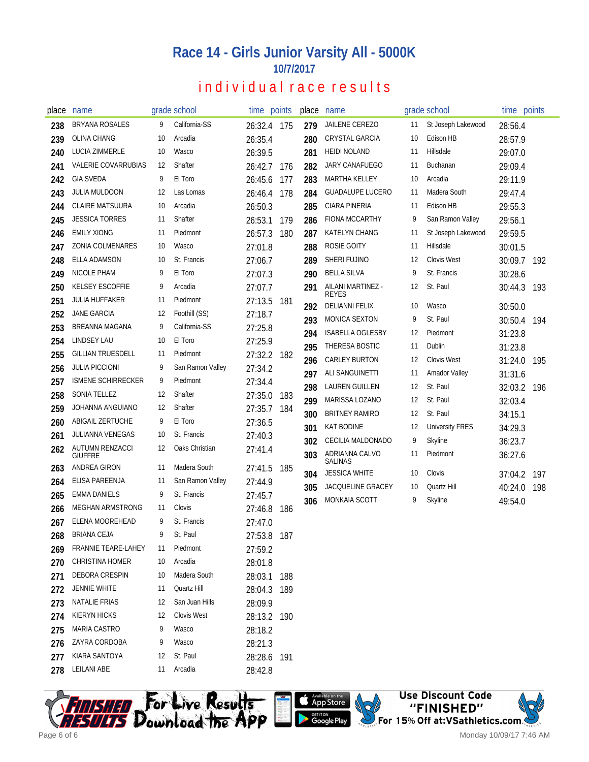# Race 14 - Girls Junior Varsity All - 5000K

## 10/7/2017

## individual race results

| place | name | grade | school | time | points |
|---|---|---|---|---|---|
| 238 | BRYANA ROSALES | 9 | California-SS | 26:32.4 | 175 |
| 239 | OLINA CHANG | 10 | Arcadia | 26:35.4 | |
| 240 | LUCIA ZIMMERLE | 10 | Wasco | 26:39.5 | |
| 241 | VALERIE COVARRUBIAS | 12 | Shafter | 26:42.7 | 176 |
| 242 | GIA SVEDA | 9 | El Toro | 26:45.6 | 177 |
| 243 | JULIA MULDOON | 12 | Las Lomas | 26:46.4 | 178 |
| 244 | CLAIRE MATSUURA | 10 | Arcadia | 26:50.3 | |
| 245 | JESSICA TORRES | 11 | Shafter | 26:53.1 | 179 |
| 246 | EMILY XIONG | 11 | Piedmont | 26:57.3 | 180 |
| 247 | ZONIA COLMENARES | 10 | Wasco | 27:01.8 | |
| 248 | ELLA ADAMSON | 10 | St. Francis | 27:06.7 | |
| 249 | NICOLE PHAM | 9 | El Toro | 27:07.3 | |
| 250 | KELSEY ESCOFFIE | 9 | Arcadia | 27:07.7 | |
| 251 | JULIA HUFFAKER | 11 | Piedmont | 27:13.5 | 181 |
| 252 | JANE GARCIA | 12 | Foothill (SS) | 27:18.7 | |
| 253 | BREANNA MAGANA | 9 | California-SS | 27:25.8 | |
| 254 | LINDSEY LAU | 10 | El Toro | 27:25.9 | |
| 255 | GILLIAN TRUESDELL | 11 | Piedmont | 27:32.2 | 182 |
| 256 | JULIA PICCIONI | 9 | San Ramon Valley | 27:34.2 | |
| 257 | ISMENE SCHIRRECKER | 9 | Piedmont | 27:34.4 | |
| 258 | SONIA TELLEZ | 12 | Shafter | 27:35.0 | 183 |
| 259 | JOHANNA ANGUIANO | 12 | Shafter | 27:35.7 | 184 |
| 260 | ABIGAIL ZERTUCHE | 9 | El Toro | 27:36.5 | |
| 261 | JULIANNA VENEGAS | 10 | St. Francis | 27:40.3 | |
| 262 | AUTUMN RENZACCI GIUFFRE | 12 | Oaks Christian | 27:41.4 | |
| 263 | ANDREA GIRON | 11 | Madera South | 27:41.5 | 185 |
| 264 | ELISA PAREENJA | 11 | San Ramon Valley | 27:44.9 | |
| 265 | EMMA DANIELS | 9 | St. Francis | 27:45.7 | |
| 266 | MEGHAN ARMSTRONG | 11 | Clovis | 27:46.8 | 186 |
| 267 | ELENA MOOREHEAD | 9 | St. Francis | 27:47.0 | |
| 268 | BRIANA CEJA | 9 | St. Paul | 27:53.8 | 187 |
| 269 | FRANNIE TEARE-LAHEY | 11 | Piedmont | 27:59.2 | |
| 270 | CHRISTINA HOMER | 10 | Arcadia | 28:01.8 | |
| 271 | DEBORA CRESPIN | 10 | Madera South | 28:03.1 | 188 |
| 272 | JENNIE WHITE | 11 | Quartz Hill | 28:04.3 | 189 |
| 273 | NATALIE FRIAS | 12 | San Juan Hills | 28:09.9 | |
| 274 | KIERYN HICKS | 12 | Clovis West | 28:13.2 | 190 |
| 275 | MARIA CASTRO | 9 | Wasco | 28:18.2 | |
| 276 | ZAYRA CORDOBA | 9 | Wasco | 28:21.3 | |
| 277 | KIARA SANTOYA | 12 | St. Paul | 28:28.6 | 191 |
| 278 | LEILANI ABE | 11 | Arcadia | 28:42.8 | |
| 279 | JAILENE CEREZO | 11 | St Joseph Lakewood | 28:56.4 | |
| 280 | CRYSTAL GARCIA | 10 | Edison HB | 28:57.9 | |
| 281 | HEIDI NOLAND | 11 | Hillsdale | 29:07.0 | |
| 282 | JARY CANAFUEGO | 11 | Buchanan | 29:09.4 | |
| 283 | MARTHA KELLEY | 10 | Arcadia | 29:11.9 | |
| 284 | GUADALUPE LUCERO | 11 | Madera South | 29:47.4 | |
| 285 | CIARA PINERIA | 11 | Edison HB | 29:55.3 | |
| 286 | FIONA MCCARTHY | 9 | San Ramon Valley | 29:56.1 | |
| 287 | KATELYN CHANG | 11 | St Joseph Lakewood | 29:59.5 | |
| 288 | ROSIE GOITY | 11 | Hillsdale | 30:01.5 | |
| 289 | SHERI FUJINO | 12 | Clovis West | 30:09.7 | 192 |
| 290 | BELLA SILVA | 9 | St. Francis | 30:28.6 | |
| 291 | AILANI MARTINEZ - REYES | 12 | St. Paul | 30:44.3 | 193 |
| 292 | DELIANNI FELIX | 10 | Wasco | 30:50.0 | |
| 293 | MONICA SEXTON | 9 | St. Paul | 30:50.4 | 194 |
| 294 | ISABELLA OGLESBY | 12 | Piedmont | 31:23.8 | |
| 295 | THERESA BOSTIC | 11 | Dublin | 31:23.8 | |
| 296 | CARLEY BURTON | 12 | Clovis West | 31:24.0 | 195 |
| 297 | ALI SANGUINETTI | 11 | Amador Valley | 31:31.6 | |
| 298 | LAUREN GUILLEN | 12 | St. Paul | 32:03.2 | 196 |
| 299 | MARISSA LOZANO | 12 | St. Paul | 32:03.4 | |
| 300 | BRITNEY RAMIRO | 12 | St. Paul | 34:15.1 | |
| 301 | KAT BODINE | 12 | University FRES | 34:29.3 | |
| 302 | CECILIA MALDONADO | 9 | Skyline | 36:23.7 | |
| 303 | ADRIANNA CALVO SALINAS | 11 | Piedmont | 36:27.6 | |
| 304 | JESSICA WHITE | 10 | Clovis | 37:04.2 | 197 |
| 305 | JACQUELINE GRACEY | 10 | Quartz Hill | 40:24.0 | 198 |
| 306 | MONKAIA SCOTT | 9 | Skyline | 49:54.0 | |

For Live Results Download the App — Available on the App Store / Get it on Google Play

Use Discount Code "FINISHED" For 15% Off at:VSathletics.com